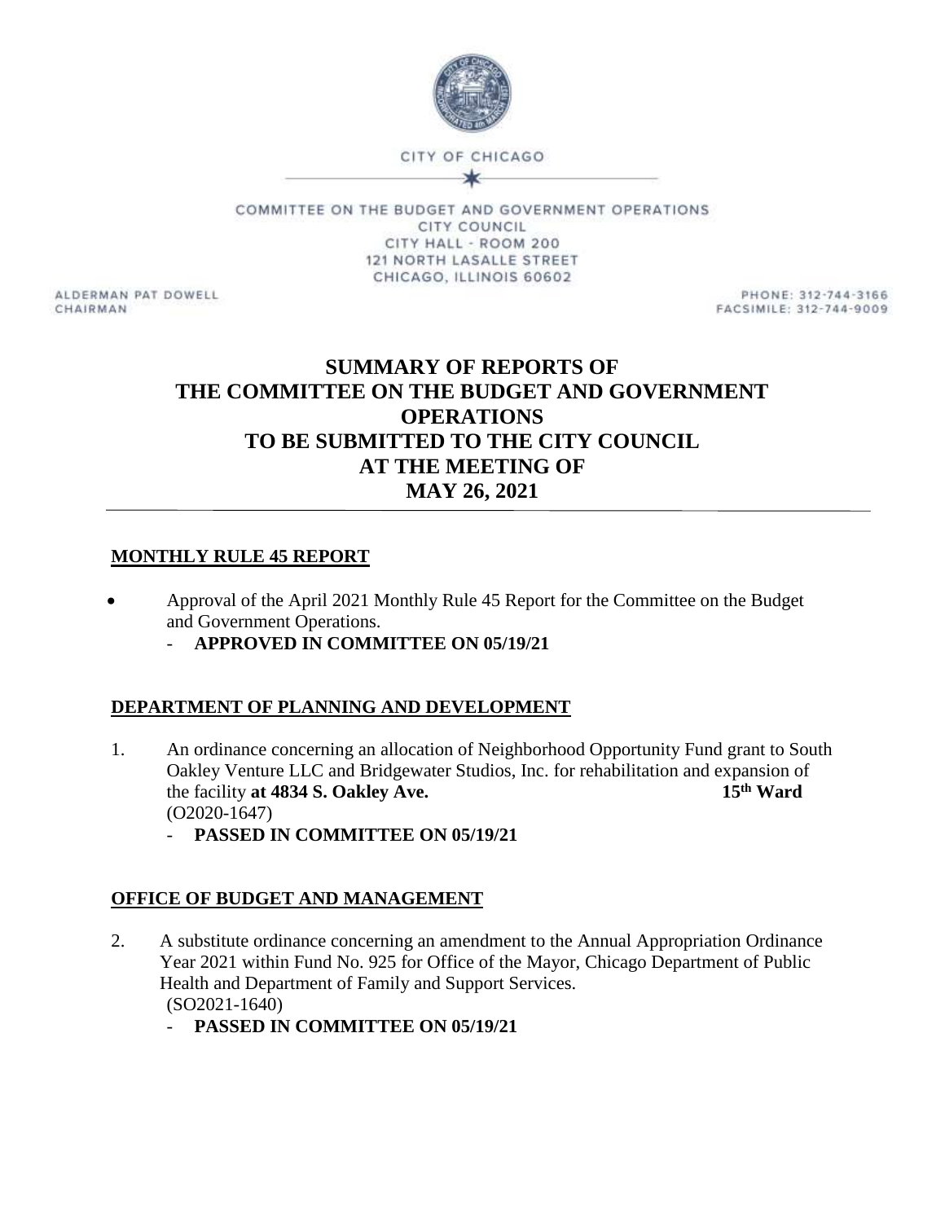CITY OF CHICAGO

COMMITTEE ON THE BUDGET AND GOVERNMENT OPERATIONS
CITY COUNCIL
CITY HALL - ROOM 200
121 NORTH LASALLE STREET
CHICAGO, ILLINOIS 60602

ALDERMAN PAT DOWELL
CHAIRMAN

PHONE: 312-744-3166
FACSIMILE: 312-744-9009

# SUMMARY OF REPORTS OF THE COMMITTEE ON THE BUDGET AND GOVERNMENT OPERATIONS TO BE SUBMITTED TO THE CITY COUNCIL AT THE MEETING OF MAY 26, 2021

## MONTHLY RULE 45 REPORT

- Approval of the April 2021 Monthly Rule 45 Report for the Committee on the Budget and Government Operations.
  - **APPROVED IN COMMITTEE ON 05/19/21**

## DEPARTMENT OF PLANNING AND DEVELOPMENT

1. An ordinance concerning an allocation of Neighborhood Opportunity Fund grant to South Oakley Venture LLC and Bridgewater Studios, Inc. for rehabilitation and expansion of the facility **at 4834 S. Oakley Ave.** **15th Ward**
   (O2020-1647)
   - **PASSED IN COMMITTEE ON 05/19/21**

## OFFICE OF BUDGET AND MANAGEMENT

2. A substitute ordinance concerning an amendment to the Annual Appropriation Ordinance Year 2021 within Fund No. 925 for Office of the Mayor, Chicago Department of Public Health and Department of Family and Support Services.
   (SO2021-1640)
   - **PASSED IN COMMITTEE ON 05/19/21**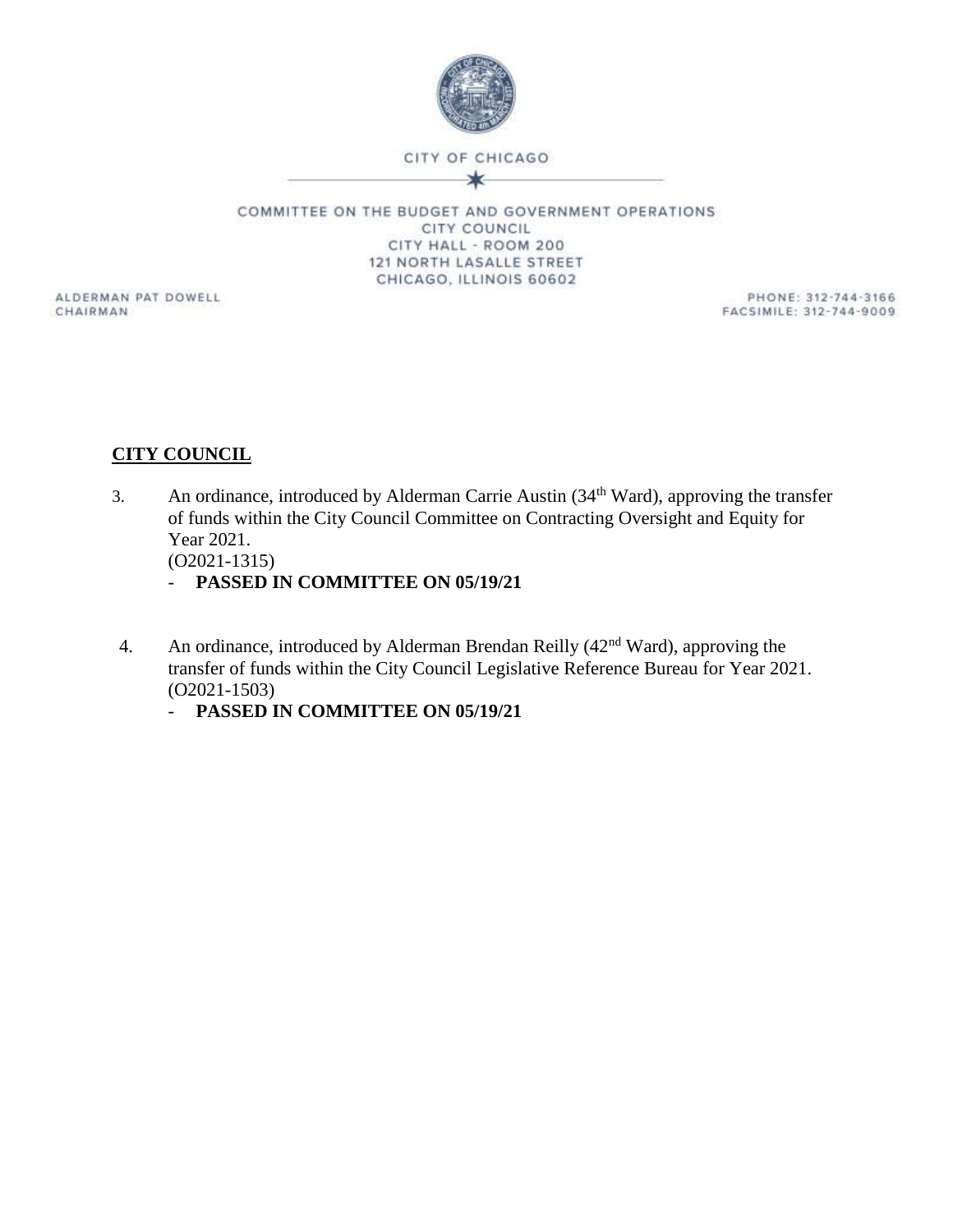CITY OF CHICAGO

COMMITTEE ON THE BUDGET AND GOVERNMENT OPERATIONS
CITY COUNCIL
CITY HALL - ROOM 200
121 NORTH LASALLE STREET
CHICAGO, ILLINOIS 60602

ALDERMAN PAT DOWELL
CHAIRMAN

PHONE: 312-744-3166
FACSIMILE: 312-744-9009

## CITY COUNCIL

3. An ordinance, introduced by Alderman Carrie Austin (34th Ward), approving the transfer of funds within the City Council Committee on Contracting Oversight and Equity for Year 2021.
   (O2021-1315)
   - **PASSED IN COMMITTEE ON 05/19/21**

4. An ordinance, introduced by Alderman Brendan Reilly (42nd Ward), approving the transfer of funds within the City Council Legislative Reference Bureau for Year 2021.
   (O2021-1503)
   - **PASSED IN COMMITTEE ON 05/19/21**